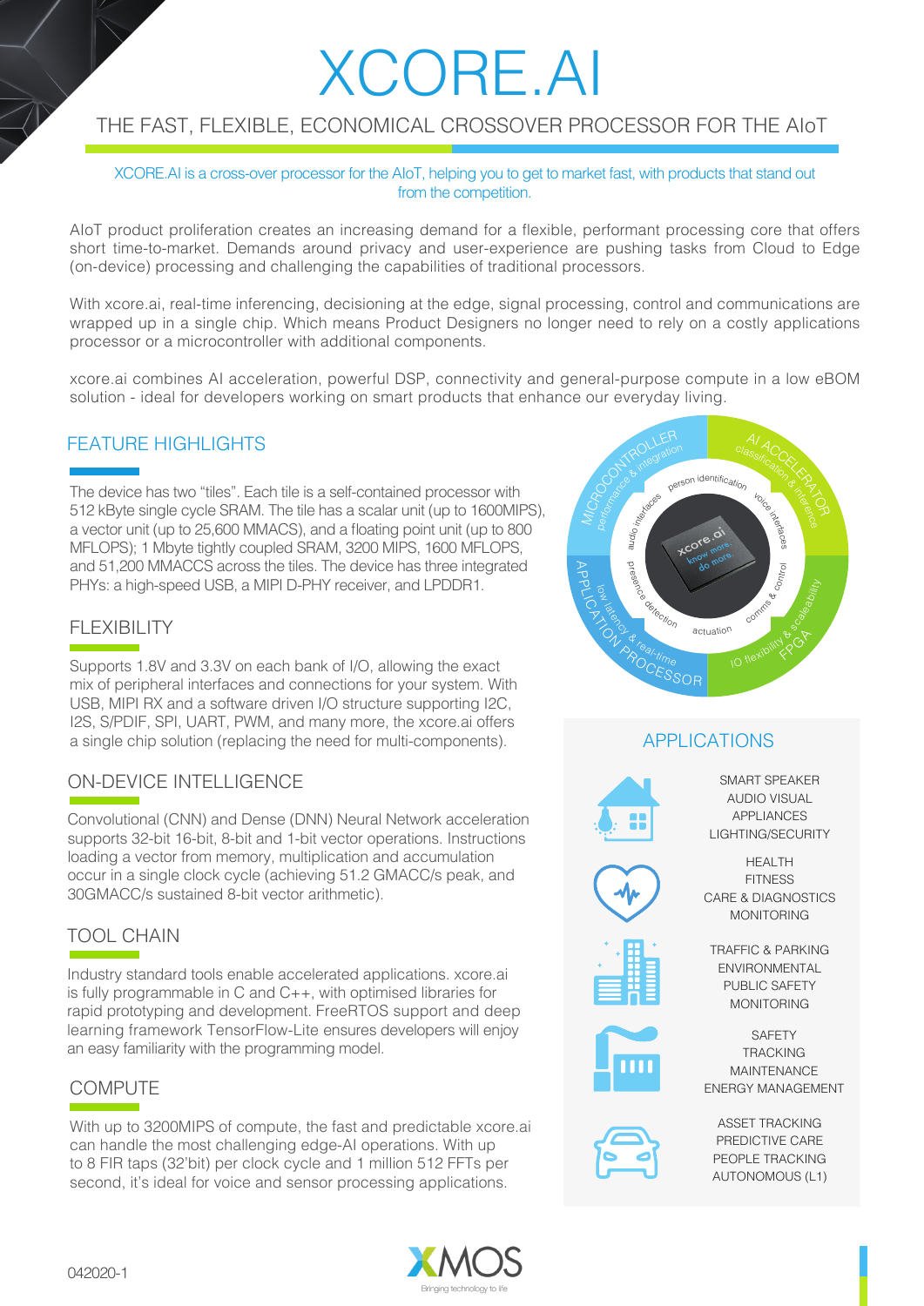# XCORE.AI

## THE FAST, FLEXIBLE, ECONOMICAL CROSSOVER PROCESSOR FOR THE AIoT

XCORE.AI is a cross-over processor for the AIoT, helping you to get to market fast, with products that stand out from the competition.

AIoT product proliferation creates an increasing demand for a flexible, performant processing core that offers short time-to-market. Demands around privacy and user-experience are pushing tasks from Cloud to Edge (on-device) processing and challenging the capabilities of traditional processors.

With xcore.ai, real-time inferencing, decisioning at the edge, signal processing, control and communications are wrapped up in a single chip. Which means Product Designers no longer need to rely on a costly applications processor or a microcontroller with additional components.

xcore.ai combines AI acceleration, powerful DSP, connectivity and general-purpose compute in a low eBOM solution - ideal for developers working on smart products that enhance our everyday living.

### FEATURE HIGHLIGHTS

The device has two "tiles". Each tile is a self-contained processor with 512 kByte single cycle SRAM. The tile has a scalar unit (up to 1600MIPS), a vector unit (up to 25,600 MMACS), and a floating point unit (up to 800 MFLOPS); 1 Mbyte tightly coupled SRAM, 3200 MIPS, 1600 MFLOPS, and 51,200 MMACCS across the tiles. The device has three integrated PHYs: a high-speed USB, a MIPI D-PHY receiver, and LPDDR1.

### FLEXIBILITY

Supports 1.8V and 3.3V on each bank of I/O, allowing the exact mix of peripheral interfaces and connections for your system. With USB, MIPI RX and a software driven I/O structure supporting I2C, I2S, S/PDIF, SPI, UART, PWM, and many more, the xcore.ai offers a single chip solution (replacing the need for multi-components).

### ON-DEVICE INTELLIGENCE

Convolutional (CNN) and Dense (DNN) Neural Network acceleration supports 32-bit 16-bit, 8-bit and 1-bit vector operations. Instructions loading a vector from memory, multiplication and accumulation occur in a single clock cycle (achieving 51.2 GMACC/s peak, and 30GMACC/s sustained 8-bit vector arithmetic).

### TOOL CHAIN

Industry standard tools enable accelerated applications. xcore.ai is fully programmable in C and C++, with optimised libraries for rapid prototyping and development. FreeRTOS support and deep learning framework TensorFlow-Lite ensures developers will enjoy an easy familiarity with the programming model.

### COMPUTE

With up to 3200MIPS of compute, the fast and predictable xcore.ai can handle the most challenging edge-AI operations. With up to 8 FIR taps (32'bit) per clock cycle and 1 million 512 FFTs per second, it's ideal for voice and sensor processing applications.

MICROCONTROLLER – performance & integration
AI ACCELERATOR – classification & inference
FPGA – IO flexibility & scalability
APPLICATION PROCESSOR – low latency & real-time

person identification, voice interfaces, comms & control, actuation, presence detection, audio interfaces

xcore.ai – know more, do more.

### APPLICATIONS

SMART SPEAKER
AUDIO VISUAL
APPLIANCES
LIGHTING/SECURITY

HEALTH
FITNESS
CARE & DIAGNOSTICS
MONITORING

TRAFFIC & PARKING
ENVIRONMENTAL
PUBLIC SAFETY
MONITORING

SAFETY
TRACKING
MAINTENANCE
ENERGY MANAGEMENT

ASSET TRACKING
PREDICTIVE CARE
PEOPLE TRACKING
AUTONOMOUS (L1)

042020-1

XMOS – Bringing technology to life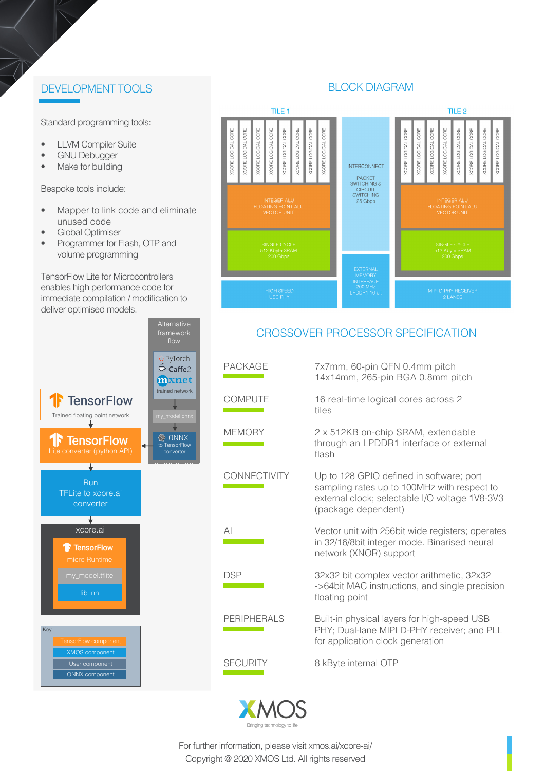## DEVELOPMENT TOOLS

Standard programming tools:

- LLVM Compiler Suite
- GNU Debugger
- Make for building

Bespoke tools include:

- Mapper to link code and eliminate unused code
- Global Optimiser
- Programmer for Flash, OTP and volume programming

TensorFlow Lite for Microcontrollers enables high performance code for immediate compilation / modification to deliver optimised models.

Alternative framework flow

PyTorch
Caffe2
mxnet
trained network

my_model.onnx

ONNX
to TensorFlow converter

TensorFlow
Trained floating point network

TensorFlow
Lite converter (python API)

Run
TFLite to xcore.ai converter

xcore.ai

TensorFlow
micro Runtime

my_model.tflite

lib_nn

Key
TensorFlow component
XMOS component
User component
ONNX component

## BLOCK DIAGRAM

TILE 1

XCORE LOGICAL CORE
XCORE LOGICAL CORE
XCORE LOGICAL CORE
XCORE LOGICAL CORE
XCORE LOGICAL CORE
XCORE LOGICAL CORE
XCORE LOGICAL CORE
XCORE LOGICAL CORE

INTEGER ALU
FLOATING POINT ALU
VECTOR UNIT

SINGLE CYCLE
512 Kbyte SRAM
200 Gbps

HIGH SPEED
USB PHY

INTERCONNECT

PACKET SWITCHING & CIRCUIT SWITCHING
25 Gbps

EXTERNAL MEMORY INTERFACE
200 MHz
LPDDR1 16 bit

TILE 2

XCORE LOGICAL CORE
XCORE LOGICAL CORE
XCORE LOGICAL CORE
XCORE LOGICAL CORE
XCORE LOGICAL CORE
XCORE LOGICAL CORE
XCORE LOGICAL CORE
XCORE LOGICAL CORE

INTEGER ALU
FLOATING POINT ALU
VECTOR UNIT

SINGLE CYCLE
512 Kbyte SRAM
200 Gbps

MIPI D-PHY RECEIVER
2 LANES

## CROSSOVER PROCESSOR SPECIFICATION

| | |
|---|---|
| PACKAGE | 7x7mm, 60-pin QFN 0.4mm pitch<br>14x14mm, 265-pin BGA 0.8mm pitch |
| COMPUTE | 16 real-time logical cores across 2 tiles |
| MEMORY | 2 x 512KB on-chip SRAM, extendable through an LPDDR1 interface or external flash |
| CONNECTIVITY | Up to 128 GPIO defined in software; port sampling rates up to 100MHz with respect to external clock; selectable I/O voltage 1V8-3V3 (package dependent) |
| AI | Vector unit with 256bit wide registers; operates in 32/16/8bit integer mode. Binarised neural network (XNOR) support |
| DSP | 32x32 bit complex vector arithmetic, 32x32 ->64bit MAC instructions, and single precision floating point |
| PERIPHERALS | Built-in physical layers for high-speed USB PHY; Dual-lane MIPI D-PHY receiver; and PLL for application clock generation |
| SECURITY | 8 kByte internal OTP |

XMOS
Bringing technology to life

For further information, please visit xmos.ai/xcore-ai/
Copyright @ 2020 XMOS Ltd. All rights reserved